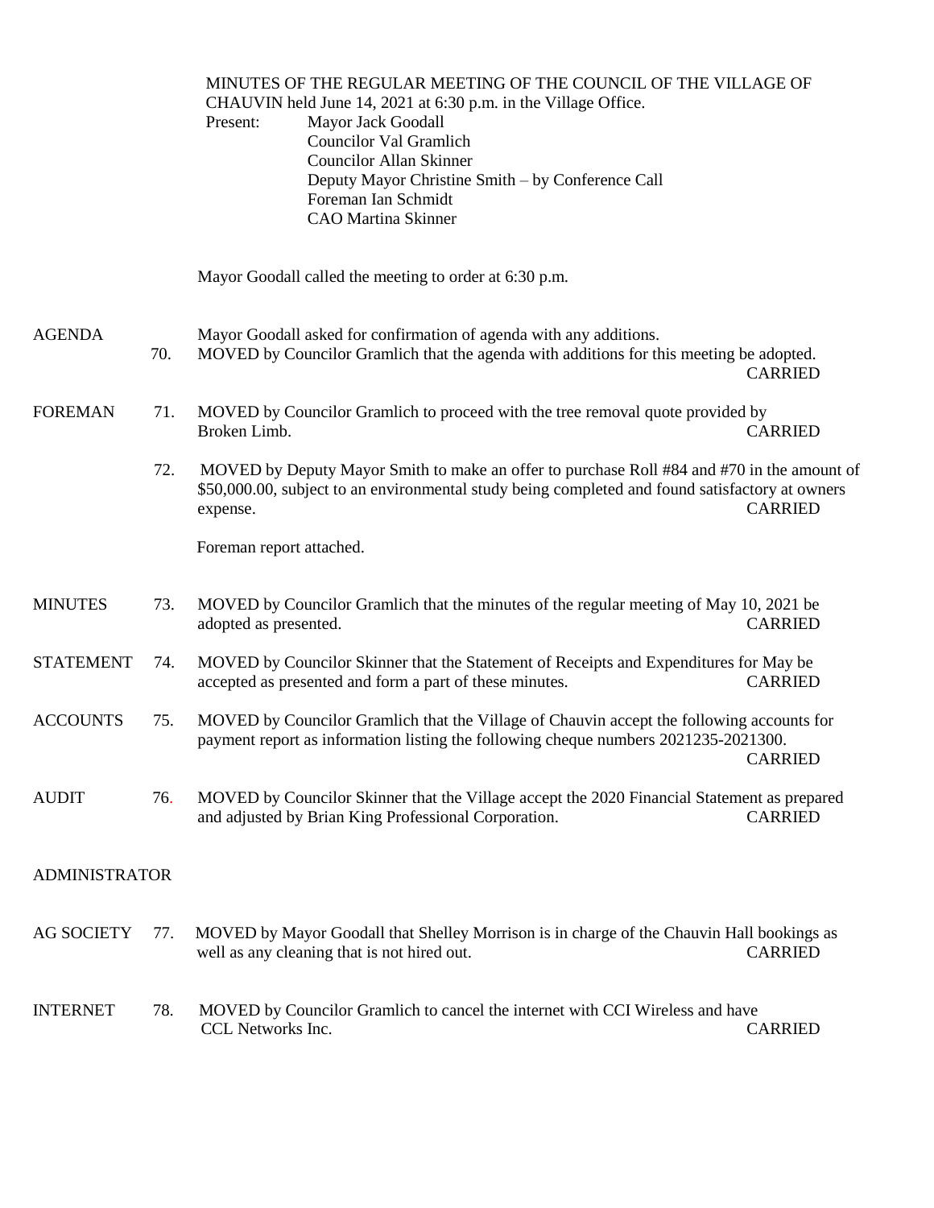MINUTES OF THE REGULAR MEETING OF THE COUNCIL OF THE VILLAGE OF CHAUVIN held June 14, 2021 at 6:30 p.m. in the Village Office.

Present:
- Mayor Jack Goodall
- Councilor Val Gramlich
- Councilor Allan Skinner
- Deputy Mayor Christine Smith – by Conference Call
- Foreman Ian Schmidt
- CAO Martina Skinner

Mayor Goodall called the meeting to order at 6:30 p.m.

**AGENDA**

Mayor Goodall asked for confirmation of agenda with any additions.

70. MOVED by Councilor Gramlich that the agenda with additions for this meeting be adopted. CARRIED

**FOREMAN**

71. MOVED by Councilor Gramlich to proceed with the tree removal quote provided by Broken Limb. CARRIED

72. MOVED by Deputy Mayor Smith to make an offer to purchase Roll #84 and #70 in the amount of $50,000.00, subject to an environmental study being completed and found satisfactory at owners expense. CARRIED

Foreman report attached.

**MINUTES**

73. MOVED by Councilor Gramlich that the minutes of the regular meeting of May 10, 2021 be adopted as presented. CARRIED

**STATEMENT**

74. MOVED by Councilor Skinner that the Statement of Receipts and Expenditures for May be accepted as presented and form a part of these minutes. CARRIED

**ACCOUNTS**

75. MOVED by Councilor Gramlich that the Village of Chauvin accept the following accounts for payment report as information listing the following cheque numbers 2021235-2021300. CARRIED

**AUDIT**

76. MOVED by Councilor Skinner that the Village accept the 2020 Financial Statement as prepared and adjusted by Brian King Professional Corporation. CARRIED

**ADMINISTRATOR**

**AG SOCIETY**

77. MOVED by Mayor Goodall that Shelley Morrison is in charge of the Chauvin Hall bookings as well as any cleaning that is not hired out. CARRIED

**INTERNET**

78. MOVED by Councilor Gramlich to cancel the internet with CCI Wireless and have CCL Networks Inc. CARRIED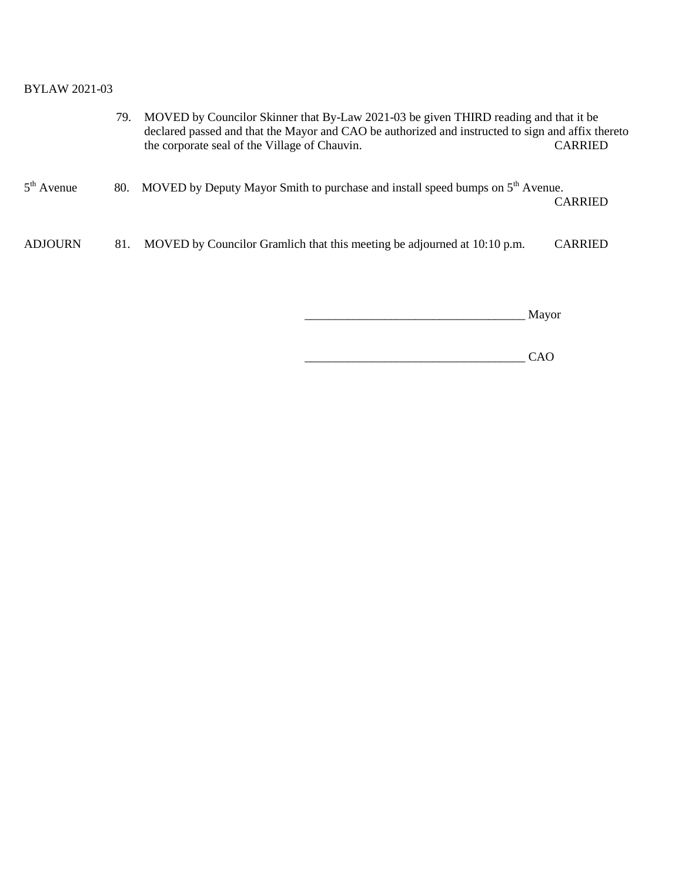BYLAW 2021-03

79. MOVED by Councilor Skinner that By-Law 2021-03 be given THIRD reading and that it be declared passed and that the Mayor and CAO be authorized and instructed to sign and affix thereto the corporate seal of the Village of Chauvin. CARRIED

5th Avenue

80. MOVED by Deputy Mayor Smith to purchase and install speed bumps on 5th Avenue. CARRIED

ADJOURN

81. MOVED by Councilor Gramlich that this meeting be adjourned at 10:10 p.m. CARRIED

____________________________________ Mayor

____________________________________ CAO